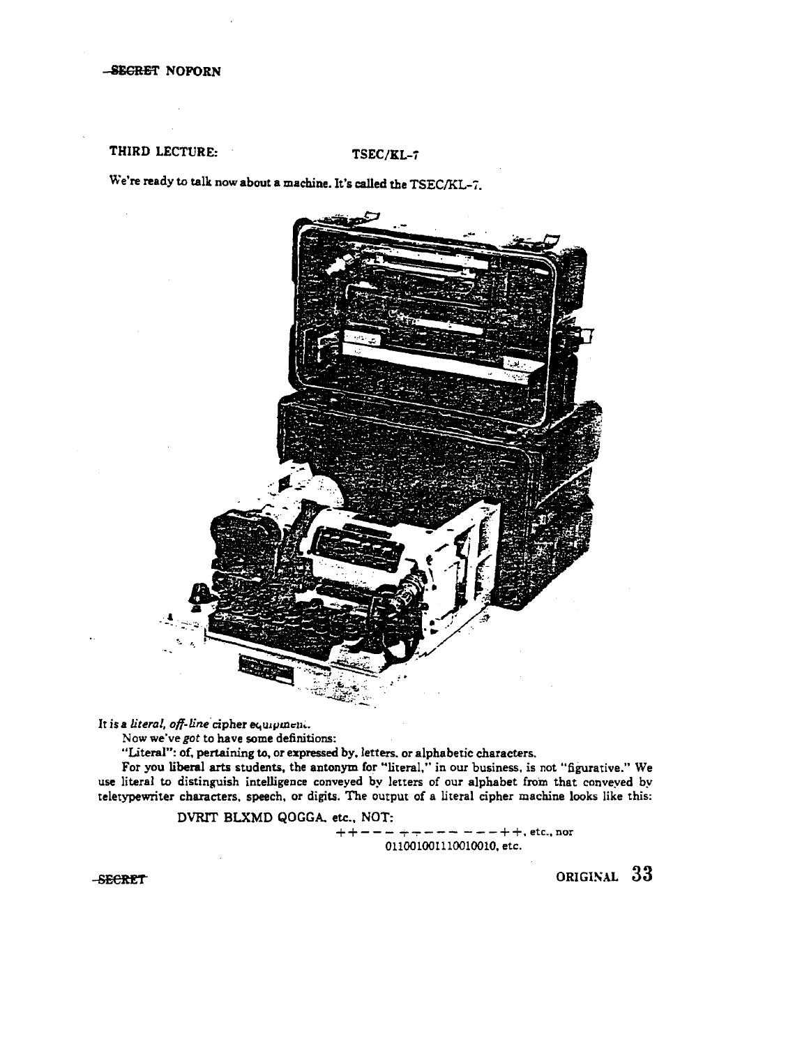## THIRD LECTURE: TSEC/KL-7

We're ready to talk now about a machine. It's called the TSEC/KL-7.

It is a *literal, off-line* cipher equipment.

Now we've *got* to have some definitions:

"Literal": of, pertaining to, or expressed by, letters, or alphabetic characters.

For you liberal arts students, the antonym for "literal," in our business, is not "figurative." We use literal to distinguish intelligence conveyed by letters of our alphabet from that conveyed by teletypewriter characters, speech, or digits. The output of a literal cipher machine looks like this:

DVRIT BLXMD QOGGA. etc., NOT:

++— — — +— — — — — — — —++, etc., nor

011001001110010010, etc.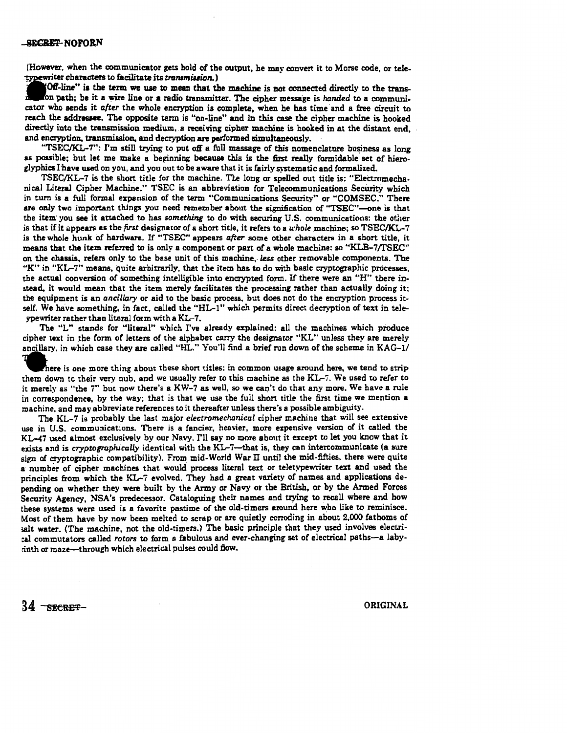(However, when the communicator gets hold of the output, he may convert it to Morse code, or teletypewriter characters to facilitate its *transmission.*)

"Off-line" is the term we use to mean that the machine is not connected directly to the transmission path; be it a wire line or a radio transmitter. The cipher message is *handed* to a communicator who sends it *after* the whole encryption is complete, when he has time and a free circuit to reach the addressee. The opposite term is "on-line" and in this case the cipher machine is hooked directly into the transmission medium, a receiving cipher machine is hooked in at the distant end, and encryption, transmission, and decryption are performed simultaneously.

"TSEC/KL-7": I'm still trying to put off a full massage of this nomenclature business as long as possible; but let me make a beginning because this is the first really formidable set of hieroglyphics I have used on you, and you out to be aware that it is fairly systematic and formalized.

TSEC/KL-7 is the short title for the machine. The long or spelled out title is: "Electromechanical Literal Cipher Machine." TSEC is an abbreviation for Telecommunications Security which in turn is a full formal expansion of the term "Communications Security" or "COMSEC." There are only two important things you need remember about the signification of "TSEC"—one is that the item you see it attached to has *something* to do with securing U.S. communications: the other is that if it appears as the *first* designator of a short title, it refers to a *whole* machine; so TSEC/KL-7 is the whole hunk of hardware. If "TSEC" appears *after* some other characters in a short title, it means that the item referred to is only a component or part of a whole machine: so "KLB-7/TSEC" on the chassis, refers only to the base unit of this machine, *less* other removable components. The "K" in "KL-7" means, quite arbitrarily, that the item has to do with basic cryptographic processes, the actual conversion of something intelligible into encrypted form. If there were an "H" there instead, it would mean that the item merely facilitates the processing rather than actually doing it; the equipment is an *ancillary* or aid to the basic process, but does not do the encryption process itself. We have something, in fact, called the "HL-1" which permits direct decryption of text in teletypewriter rather than literal form with a KL-7.

The "L" stands for "literal" which I've already explained; all the machines which produce cipher text in the form of letters of the alphabet carry the designator "KL" unless they are merely ancillary, in which case they are called "HL." You'll find a brief run down of the scheme in KAG-1/T.

There is one more thing about these short titles: in common usage around here, we tend to strip them down to their very nub, and we usually refer to this machine as the KL-7. We used to refer to it merely as "the 7" but now there's a KW-7 as well, so we can't do that any more. We have a rule in correspondence, by the way; that is that we use the full short title the first time we mention a machine, and may abbreviate references to it thereafter unless there's a possible ambiguity.

The KL-7 is probably the last major *electromechanical* cipher machine that will see extensive use in U.S. communications. There is a fancier, heavier, more expensive version of it called the KL-47 used almost exclusively by our Navy. I'll say no more about it except to let you know that it exists and is *cryptographically* identical with the KL-7—that is, they can intercommunicate (a sure sign of cryptographic compatibility). From mid-World War II until the mid-fifties, there were quite a number of cipher machines that would process literal text or teletypewriter text and used the principles from which the KL-7 evolved. They had a great variety of names and applications depending on whether they were built by the Army or Navy or the British, or by the Armed Forces Security Agency, NSA's predecessor. Cataloguing their names and trying to recall where and how these systems were used is a favorite pastime of the old-timers around here who like to reminisce. Most of them have by now been melted to scrap or are quietly corroding in about 2,000 fathoms of salt water. (The machine, not the old-timers.) The basic principle that they used involves electrical commutators called *rotors* to form a fabulous and ever-changing set of electrical paths—a labyrinth or maze—through which electrical pulses could flow.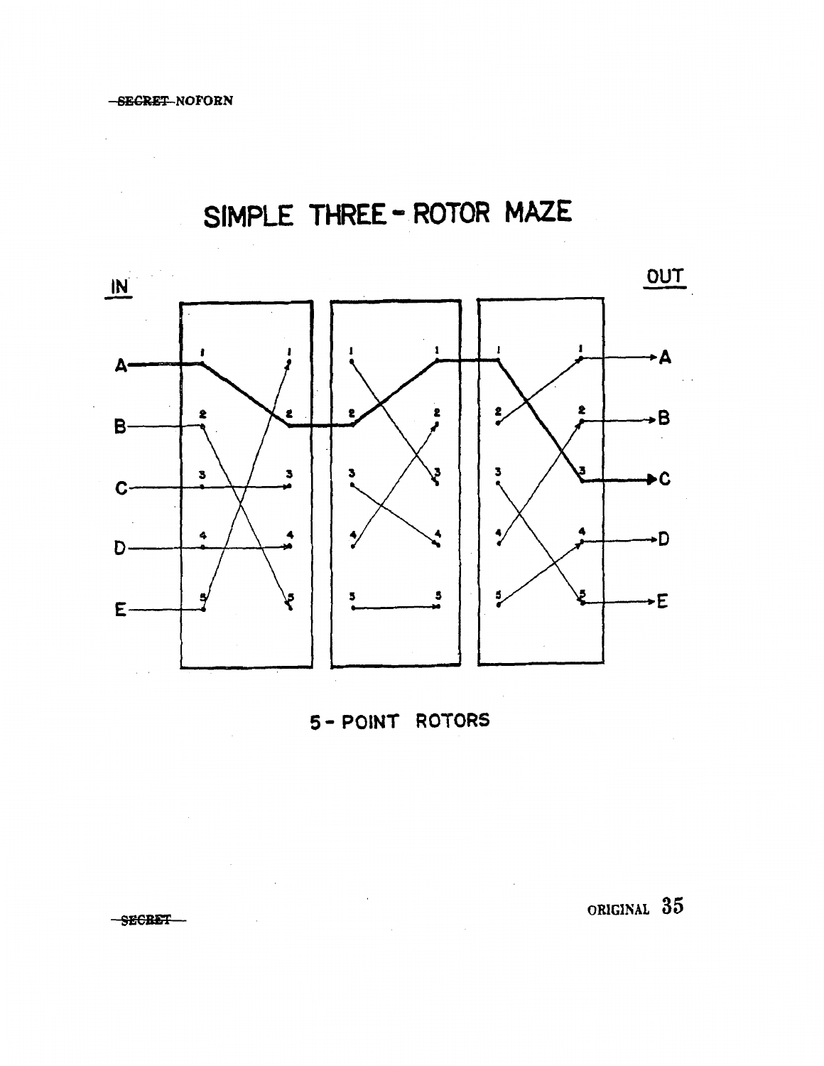# SIMPLE THREE - ROTOR MAZE

IN

OUT

A

B

C

D

E

A

B

C

D

E

5 - POINT ROTORS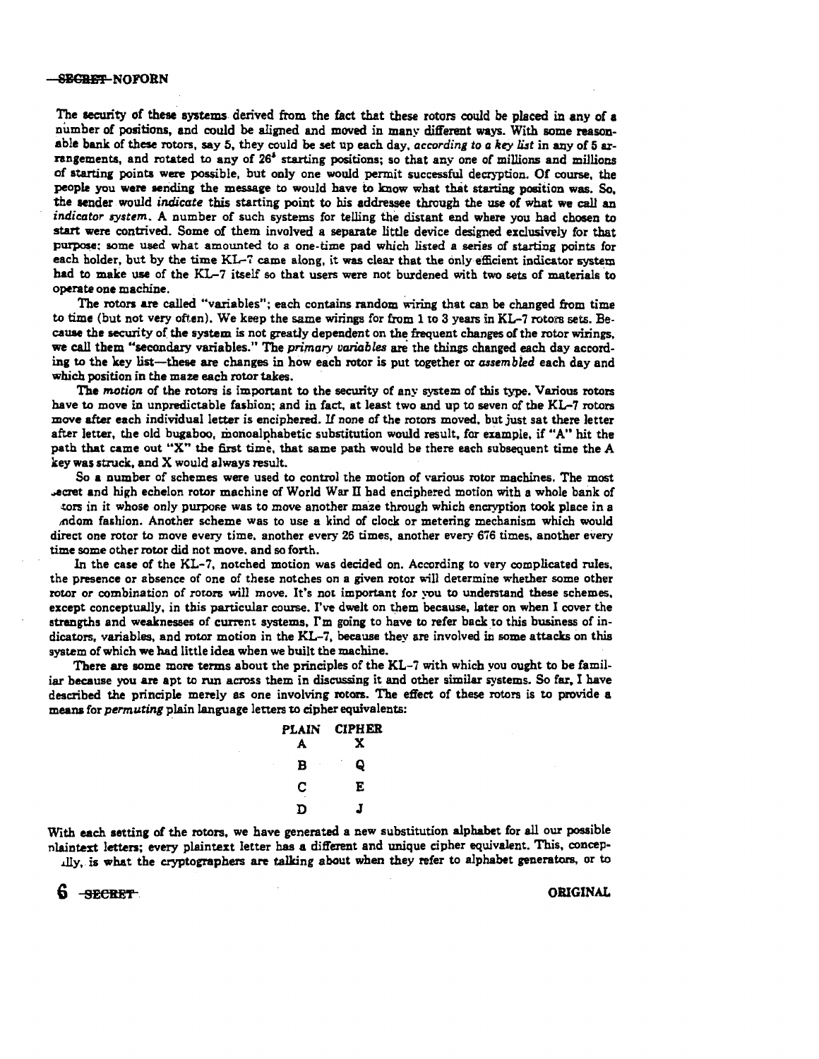The security of these systems derived from the fact that these rotors could be placed in any of a number of positions, and could be aligned and moved in many different ways. With some reasonable bank of these rotors, say 5, they could be set up each day, *according to a key list* in any of 5 arrangements, and rotated to any of $26^5$ starting positions; so that any one of millions and millions of starting points were possible, but only one would permit successful decryption. Of course, the people you were sending the message to would have to know what that starting position was. So, the sender would *indicate* this starting point to his addressee through the use of what we call an *indicator system*. A number of such systems for telling the distant end where you had chosen to start were contrived. Some of them involved a separate little device designed exclusively for that purpose; some used what amounted to a one-time pad which listed a series of starting points for each holder, but by the time KL-7 came along, it was clear that the only efficient indicator system had to make use of the KL-7 itself so that users were not burdened with two sets of materials to operate one machine.

The rotors are called "variables"; each contains random wiring that can be changed from time to time (but not very often). We keep the same wirings for from 1 to 3 years in KL-7 rotors sets. Because the security of the system is not greatly dependent on the frequent changes of the rotor wirings, we call them "secondary variables." The *primary variables* are the things changed each day according to the key list—these are changes in how each rotor is put together or *assembled* each day and which position in the maze each rotor takes.

The *motion* of the rotors is important to the security of any system of this type. Various rotors have to move in unpredictable fashion; and in fact, at least two and up to seven of the KL-7 rotors move after each individual letter is enciphered. If none of the rotors moved, but just sat there letter after letter, the old bugaboo, monoalphabetic substitution would result, for example, if "A" hit the path that came out "X" the first time, that same path would be there each subsequent time the A key was struck, and X would always result.

So a number of schemes were used to control the motion of various rotor machines. The most secret and high echelon rotor machine of World War II had enciphered motion with a whole bank of rotors in it whose only purpose was to move another maze through which encryption took place in a random fashion. Another scheme was to use a kind of clock or metering mechanism which would direct one rotor to move every time, another every 26 times, another every 676 times, another every time some other rotor did not move, and so forth.

In the case of the KL-7, notched motion was decided on. According to very complicated rules, the presence or absence of one of these notches on a given rotor will determine whether some other rotor or combination of rotors will move. It's not important for you to understand these schemes, except conceptually, in this particular course. I've dwelt on them because, later on when I cover the strengths and weaknesses of current systems, I'm going to have to refer back to this business of indicators, variables, and rotor motion in the KL-7, because they are involved in some attacks on this system of which we had little idea when we built the machine.

There are some more terms about the principles of the KL-7 with which you ought to be familiar because you are apt to run across them in discussing it and other similar systems. So far, I have described the principle merely as one involving rotors. The effect of these rotors is to provide a means for *permuting* plain language letters to cipher equivalents:

| PLAIN | CIPHER |
|---|---|
| A | X |
| B | Q |
| C | E |
| D | J |

With each setting of the rotors, we have generated a new substitution alphabet for all our possible plaintext letters; every plaintext letter has a different and unique cipher equivalent. This, conceptually, is what the cryptographers are talking about when they refer to alphabet generators, or to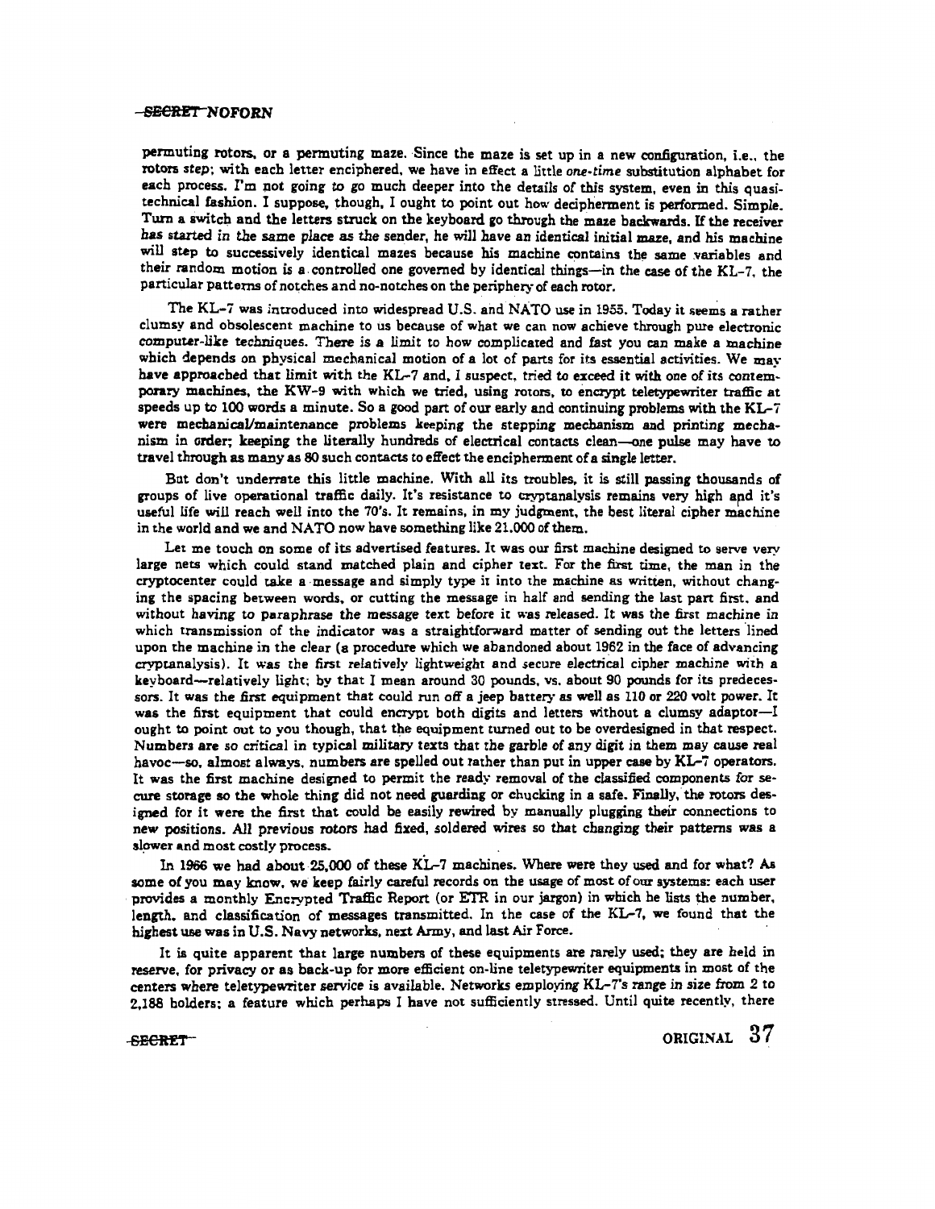permuting rotors, or a permuting maze. Since the maze is set up in a new configuration, i.e., the rotors *step*; with each letter enciphered, we have in effect a little *one-time* substitution alphabet for each process. I'm not going to go much deeper into the details of this system, even in this quasi-technical fashion. I suppose, though, I ought to point out how decipherment is performed. Simple. Turn a switch and the letters struck on the keyboard go through the maze backwards. If the receiver has started in the same place as the sender, he will have an identical initial maze, and his machine will step to successively identical mazes because his machine contains the same variables and their random motion is a controlled one governed by identical things—in the case of the KL-7, the particular patterns of notches and no-notches on the periphery of each rotor.

The KL-7 was introduced into widespread U.S. and NATO use in 1955. Today it seems a rather clumsy and obsolescent machine to us because of what we can now achieve through pure electronic computer-like techniques. There is a limit to how complicated and fast you can make a machine which depends on physical mechanical motion of a lot of parts for its essential activities. We may have approached that limit with the KL-7 and, I suspect, tried to exceed it with one of its contemporary machines, the KW-9 with which we tried, using rotors, to encrypt teletypewriter traffic at speeds up to 100 words a minute. So a good part of our early and continuing problems with the KL-7 were mechanical/maintenance problems keeping the stepping mechanism and printing mechanism in order; keeping the literally hundreds of electrical contacts clean—one pulse may have to travel through as many as 80 such contacts to effect the encipherment of a single letter.

But don't underrate this little machine. With all its troubles, it is still passing thousands of groups of live operational traffic daily. It's resistance to cryptanalysis remains very high and it's useful life will reach well into the 70's. It remains, in my judgment, the best literal cipher machine in the world and we and NATO now have something like 21,000 of them.

Let me touch on some of its advertised features. It was our first machine designed to serve very large nets which could stand matched plain and cipher text. For the first time, the man in the cryptocenter could take a message and simply type it into the machine as written, without changing the spacing between words, or cutting the message in half and sending the last part first, and without having to paraphrase the message text before it was released. It was the first machine in which transmission of the indicator was a straightforward matter of sending out the letters lined upon the machine in the clear (a procedure which we abandoned about 1962 in the face of advancing cryptanalysis). It was the first relatively lightweight and secure electrical cipher machine with a keyboard—relatively light; by that I mean around 30 pounds, vs. about 90 pounds for its predecessors. It was the first equipment that could run off a jeep battery as well as 110 or 220 volt power. It was the first equipment that could encrypt both digits and letters without a clumsy adaptor—I ought to point out to you though, that the equipment turned out to be overdesigned in that respect. Numbers are so critical in typical military texts that the garble of any digit in them may cause real havoc—so, almost always, numbers are spelled out rather than put in upper case by KL-7 operators. It was the first machine designed to permit the ready removal of the classified components for secure storage so the whole thing did not need guarding or chucking in a safe. Finally, the rotors designed for it were the first that could be easily rewired by manually plugging their connections to new positions. All previous rotors had fixed, soldered wires so that changing their patterns was a slower and most costly process.

In 1966 we had about 25,000 of these KL-7 machines. Where were they used and for what? As some of you may know, we keep fairly careful records on the usage of most of our systems: each user provides a monthly Encrypted Traffic Report (or ETR in our jargon) in which he lists the number, length, and classification of messages transmitted. In the case of the KL-7, we found that the highest use was in U.S. Navy networks, next Army, and last Air Force.

It is quite apparent that large numbers of these equipments are rarely used; they are held in reserve, for privacy or as back-up for more efficient on-line teletypewriter equipments in most of the centers where teletypewriter service is available. Networks employing KL-7's range in size from 2 to 2,188 holders; a feature which perhaps I have not sufficiently stressed. Until quite recently, there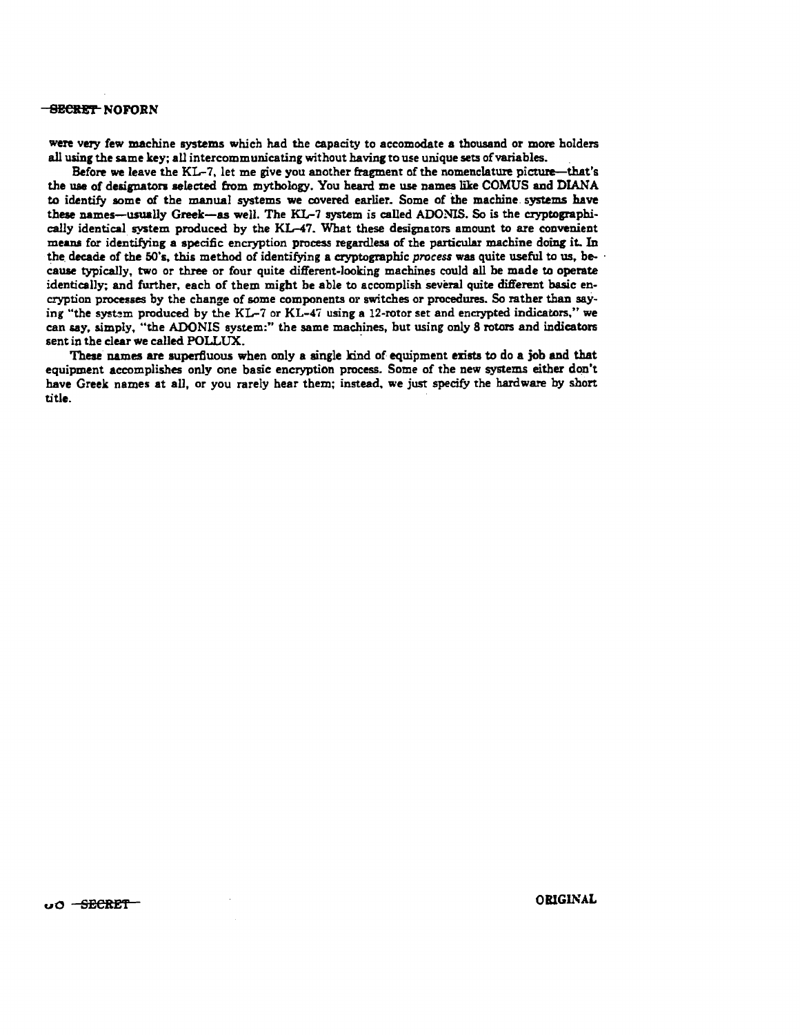were very few machine systems which had the capacity to accomodate a thousand or more holders all using the same key; all intercommunicating without having to use unique sets of variables.

Before we leave the KL-7, let me give you another fragment of the nomenclature picture—that's the use of designators selected from mythology. You heard me use names like COMUS and DIANA to identify some of the manual systems we covered earlier. Some of the machine systems have these names—usually Greek—as well. The KL-7 system is called ADONIS. So is the cryptographically identical system produced by the KL-47. What these designators amount to are convenient means for identifying a specific encryption process regardless of the particular machine doing it. In the decade of the 50's, this method of identifying a cryptographic *process* was quite useful to us, because typically, two or three or four quite different-looking machines could all be made to operate identically; and further, each of them might be able to accomplish several quite different basic encryption processes by the change of some components or switches or procedures. So rather than saying "the system produced by the KL-7 or KL-47 using a 12-rotor set and encrypted indicators," we can say, simply, "the ADONIS system:" the same machines, but using only 8 rotors and indicators sent in the clear we called POLLUX.

These names are superfluous when only a single kind of equipment exists to do a job and that equipment accomplishes only one basic encryption process. Some of the new systems either don't have Greek names at all, or you rarely hear them; instead, we just specify the hardware by short title.